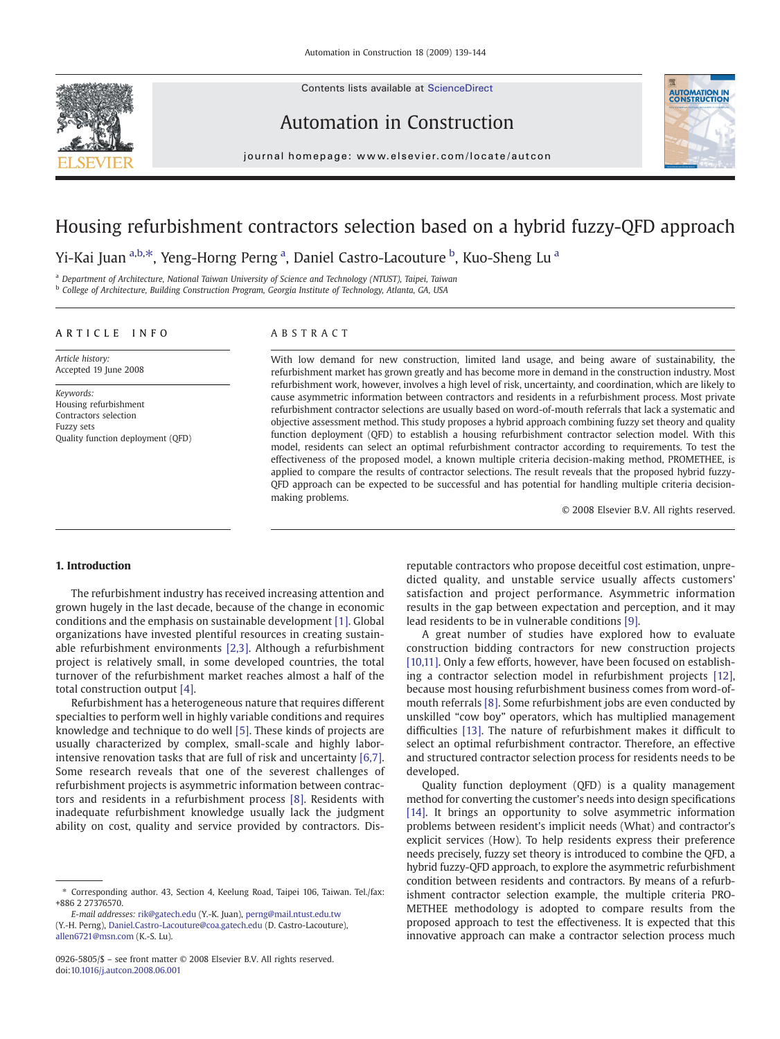Contents lists available at ScienceDirect

Automation in Construction

journal homepage: www.elsevier.com/locate/autcon

# Housing refurbishment contractors selection based on a hybrid fuzzy-QFD approach

Yi-Kai Juan [a,b,*], Yeng-Horng Perng [a], Daniel Castro-Lacouture [b], Kuo-Sheng Lu [a]

[a] Department of Architecture, National Taiwan University of Science and Technology (NTUST), Taipei, Taiwan
[b] College of Architecture, Building Construction Program, Georgia Institute of Technology, Atlanta, GA, USA

## ARTICLE INFO

*Article history:*
Accepted 19 June 2008

*Keywords:*
Housing refurbishment
Contractors selection
Fuzzy sets
Quality function deployment (QFD)

## ABSTRACT

With low demand for new construction, limited land usage, and being aware of sustainability, the refurbishment market has grown greatly and has become more in demand in the construction industry. Most refurbishment work, however, involves a high level of risk, uncertainty, and coordination, which are likely to cause asymmetric information between contractors and residents in a refurbishment process. Most private refurbishment contractor selections are usually based on word-of-mouth referrals that lack a systematic and objective assessment method. This study proposes a hybrid approach combining fuzzy set theory and quality function deployment (QFD) to establish a housing refurbishment contractor selection model. With this model, residents can select an optimal refurbishment contractor according to requirements. To test the effectiveness of the proposed model, a known multiple criteria decision-making method, PROMETHEE, is applied to compare the results of contractor selections. The result reveals that the proposed hybrid fuzzy-QFD approach can be expected to be successful and has potential for handling multiple criteria decision-making problems.

© 2008 Elsevier B.V. All rights reserved.

## 1. Introduction

The refurbishment industry has received increasing attention and grown hugely in the last decade, because of the change in economic conditions and the emphasis on sustainable development [1]. Global organizations have invested plentiful resources in creating sustainable refurbishment environments [2,3]. Although a refurbishment project is relatively small, in some developed countries, the total turnover of the refurbishment market reaches almost a half of the total construction output [4].

Refurbishment has a heterogeneous nature that requires different specialties to perform well in highly variable conditions and requires knowledge and technique to do well [5]. These kinds of projects are usually characterized by complex, small-scale and highly labor-intensive renovation tasks that are full of risk and uncertainty [6,7]. Some research reveals that one of the severest challenges of refurbishment projects is asymmetric information between contractors and residents in a refurbishment process [8]. Residents with inadequate refurbishment knowledge usually lack the judgment ability on cost, quality and service provided by contractors. Disreputable contractors who propose deceitful cost estimation, unpredicted quality, and unstable service usually affects customers' satisfaction and project performance. Asymmetric information results in the gap between expectation and perception, and it may lead residents to be in vulnerable conditions [9].

A great number of studies have explored how to evaluate construction bidding contractors for new construction projects [10,11]. Only a few efforts, however, have been focused on establishing a contractor selection model in refurbishment projects [12], because most housing refurbishment business comes from word-of-mouth referrals [8]. Some refurbishment jobs are even conducted by unskilled "cow boy" operators, which has multiplied management difficulties [13]. The nature of refurbishment makes it difficult to select an optimal refurbishment contractor. Therefore, an effective and structured contractor selection process for residents needs to be developed.

Quality function deployment (QFD) is a quality management method for converting the customer's needs into design specifications [14]. It brings an opportunity to solve asymmetric information problems between resident's implicit needs (What) and contractor's explicit services (How). To help residents express their preference needs precisely, fuzzy set theory is introduced to combine the QFD, a hybrid fuzzy-QFD approach, to explore the asymmetric refurbishment condition between residents and contractors. By means of a refurbishment contractor selection example, the multiple criteria PROMETHEE methodology is adopted to compare results from the proposed approach to test the effectiveness. It is expected that this innovative approach can make a contractor selection process much

* Corresponding author. 43, Section 4, Keelung Road, Taipei 106, Taiwan. Tel./fax: +886 2 27376570.
*E-mail addresses:* rik@gatech.edu (Y.-K. Juan), perng@mail.ntust.edu.tw (Y.-H. Perng), Daniel.Castro-Lacouture@coa.gatech.edu (D. Castro-Lacouture), allen6721@msn.com (K.-S. Lu).

0926-5805/$ – see front matter © 2008 Elsevier B.V. All rights reserved.
doi:10.1016/j.autcon.2008.06.001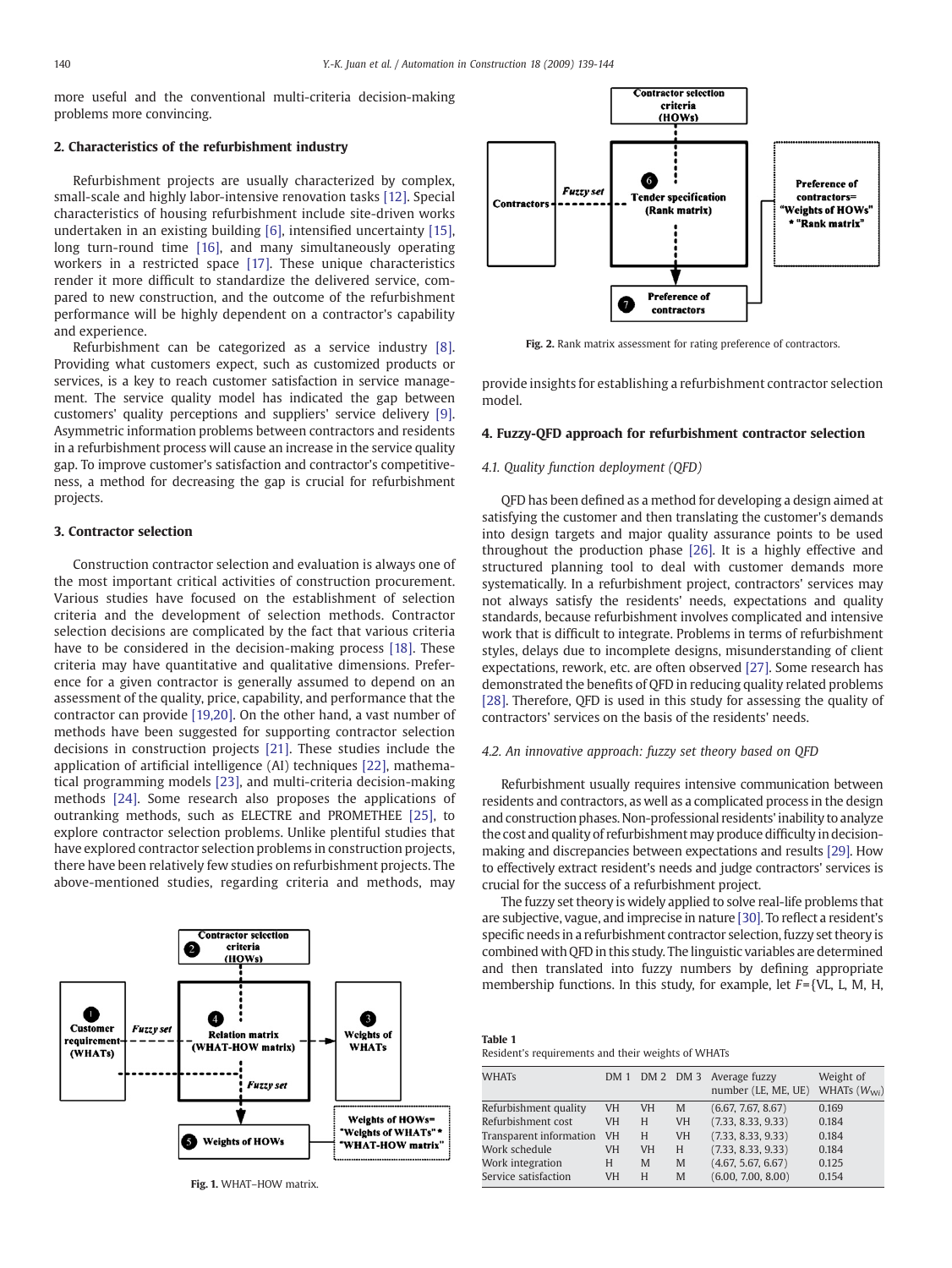more useful and the conventional multi-criteria decision-making problems more convincing.

## 2. Characteristics of the refurbishment industry

Refurbishment projects are usually characterized by complex, small-scale and highly labor-intensive renovation tasks [12]. Special characteristics of housing refurbishment include site-driven works undertaken in an existing building [6], intensified uncertainty [15], long turn-round time [16], and many simultaneously operating workers in a restricted space [17]. These unique characteristics render it more difficult to standardize the delivered service, compared to new construction, and the outcome of the refurbishment performance will be highly dependent on a contractor's capability and experience.

Refurbishment can be categorized as a service industry [8]. Providing what customers expect, such as customized products or services, is a key to reach customer satisfaction in service management. The service quality model has indicated the gap between customers' quality perceptions and suppliers' service delivery [9]. Asymmetric information problems between contractors and residents in a refurbishment process will cause an increase in the service quality gap. To improve customer's satisfaction and contractor's competitiveness, a method for decreasing the gap is crucial for refurbishment projects.

## 3. Contractor selection

Construction contractor selection and evaluation is always one of the most important critical activities of construction procurement. Various studies have focused on the establishment of selection criteria and the development of selection methods. Contractor selection decisions are complicated by the fact that various criteria have to be considered in the decision-making process [18]. These criteria may have quantitative and qualitative dimensions. Preference for a given contractor is generally assumed to depend on an assessment of the quality, price, capability, and performance that the contractor can provide [19,20]. On the other hand, a vast number of methods have been suggested for supporting contractor selection decisions in construction projects [21]. These studies include the application of artificial intelligence (AI) techniques [22], mathematical programming models [23], and multi-criteria decision-making methods [24]. Some research also proposes the applications of outranking methods, such as ELECTRE and PROMETHEE [25], to explore contractor selection problems. Unlike plentiful studies that have explored contractor selection problems in construction projects, there have been relatively few studies on refurbishment projects. The above-mentioned studies, regarding criteria and methods, may provide insights for establishing a refurbishment contractor selection model.

Fig. 1. WHAT–HOW matrix.

Fig. 2. Rank matrix assessment for rating preference of contractors.

## 4. Fuzzy-QFD approach for refurbishment contractor selection

### 4.1. Quality function deployment (QFD)

QFD has been defined as a method for developing a design aimed at satisfying the customer and then translating the customer's demands into design targets and major quality assurance points to be used throughout the production phase [26]. It is a highly effective and structured planning tool to deal with customer demands more systematically. In a refurbishment project, contractors' services may not always satisfy the residents' needs, expectations and quality standards, because refurbishment involves complicated and intensive work that is difficult to integrate. Problems in terms of refurbishment styles, delays due to incomplete designs, misunderstanding of client expectations, rework, etc. are often observed [27]. Some research has demonstrated the benefits of QFD in reducing quality related problems [28]. Therefore, QFD is used in this study for assessing the quality of contractors' services on the basis of the residents' needs.

### 4.2. An innovative approach: fuzzy set theory based on QFD

Refurbishment usually requires intensive communication between residents and contractors, as well as a complicated process in the design and construction phases. Non-professional residents' inability to analyze the cost and quality of refurbishment may produce difficulty in decision-making and discrepancies between expectations and results [29]. How to effectively extract resident's needs and judge contractors' services is crucial for the success of a refurbishment project.

The fuzzy set theory is widely applied to solve real-life problems that are subjective, vague, and imprecise in nature [30]. To reflect a resident's specific needs in a refurbishment contractor selection, fuzzy set theory is combined with QFD in this study. The linguistic variables are determined and then translated into fuzzy numbers by defining appropriate membership functions. In this study, for example, let $F$={VL, L, M, H,

**Table 1**
Resident's requirements and their weights of WHATs

| WHATs | DM 1 | DM 2 | DM 3 | Average fuzzy number (LE, ME, UE) | Weight of WHATs ($W_{Wi}$) |
|---|---|---|---|---|---|
| Refurbishment quality | VH | VH | M | (6.67, 7.67, 8.67) | 0.169 |
| Refurbishment cost | VH | H | VH | (7.33, 8.33, 9.33) | 0.184 |
| Transparent information | VH | H | VH | (7.33, 8.33, 9.33) | 0.184 |
| Work schedule | VH | VH | H | (7.33, 8.33, 9.33) | 0.184 |
| Work integration | H | M | M | (4.67, 5.67, 6.67) | 0.125 |
| Service satisfaction | VH | H | M | (6.00, 7.00, 8.00) | 0.154 |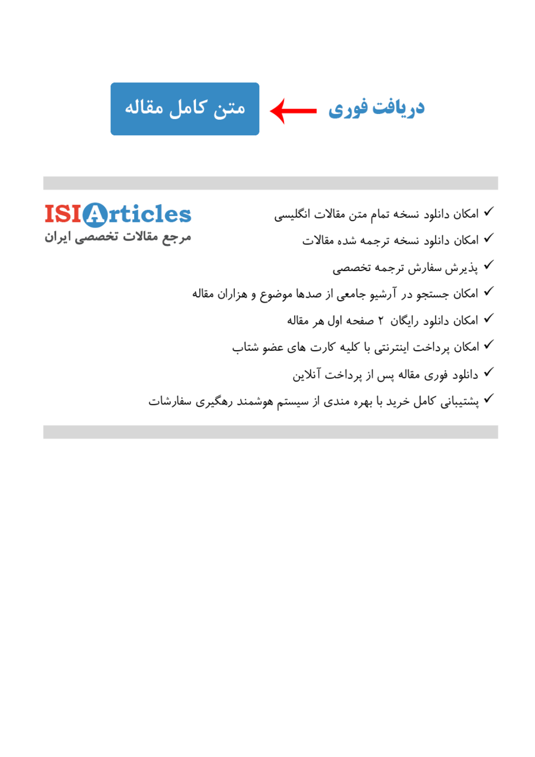دریافت فوری ← متن کامل مقاله

**ISIArticles**
مرجع مقالات تخصصی ایران

- ✓ امکان دانلود نسخه تمام متن مقالات انگلیسی
- ✓ امکان دانلود نسخه ترجمه شده مقالات
- ✓ پذیرش سفارش ترجمه تخصصی
- ✓ امکان جستجو در آرشیو جامعی از صدها موضوع و هزاران مقاله
- ✓ امکان دانلود رایگان ۲ صفحه اول هر مقاله
- ✓ امکان پرداخت اینترنتی با کلیه کارت های عضو شتاب
- ✓ دانلود فوری مقاله پس از پرداخت آنلاین
- ✓ پشتیبانی کامل خرید با بهره مندی از سیستم هوشمند رهگیری سفارشات